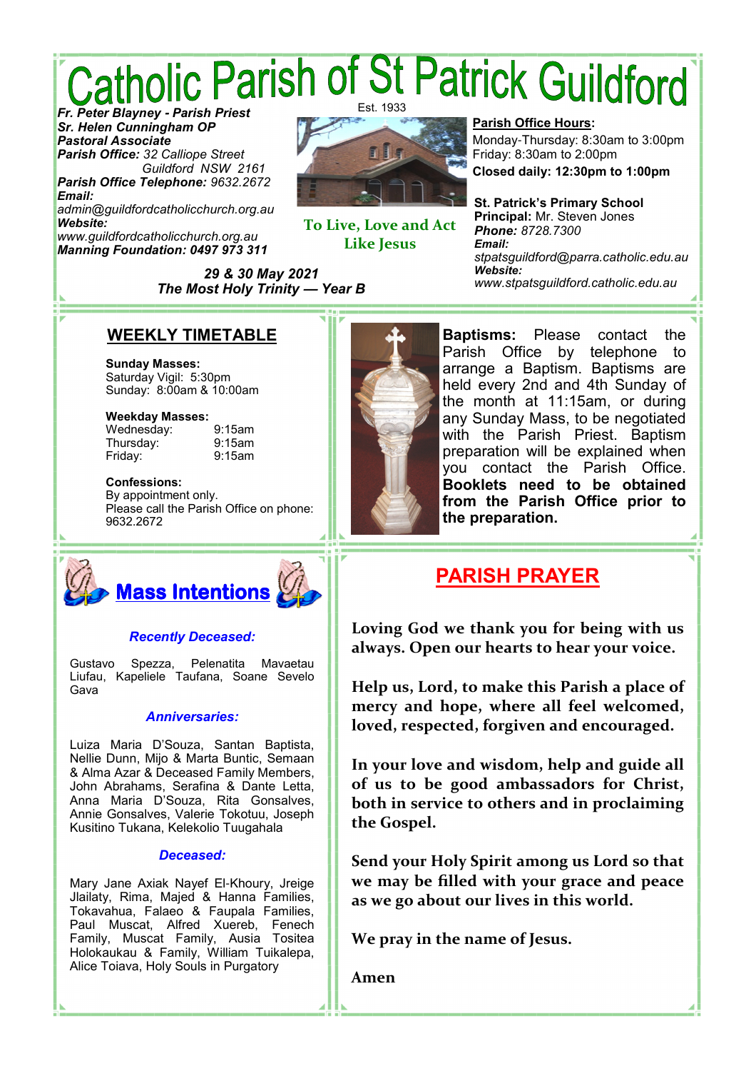# Catholic Parish of St Patrick Guildford

Est. 1933

***Fr. Peter Blayney - Parish Priest***
***Sr. Helen Cunningham OP***
***Pastoral Associate***
***Parish Office:*** *32 Calliope Street Guildford NSW 2161*
***Parish Office Telephone:*** *9632.2672*
***Email:***
*admin@guildfordcatholicchurch.org.au*
***Website:***
*www.guildfordcatholicchurch.org.au*
***Manning Foundation: 0497 973 311***

**To Live, Love and Act Like Jesus**

**Parish Office Hours:**
Monday-Thursday: 8:30am to 3:00pm
Friday: 8:30am to 2:00pm
**Closed daily: 12:30pm to 1:00pm**

**St. Patrick's Primary School**
**Principal:** Mr. Steven Jones
***Phone:*** *8728.7300*
***Email:***
*stpatsguildford@parra.catholic.edu.au*
***Website:***
*www.stpatsguildford.catholic.edu.au*

***29 & 30 May 2021***
***The Most Holy Trinity — Year B***

## WEEKLY TIMETABLE

**Sunday Masses:**
Saturday Vigil: 5:30pm
Sunday: 8:00am & 10:00am

**Weekday Masses:**
Wednesday: 9:15am
Thursday: 9:15am
Friday: 9:15am

**Confessions:**
By appointment only.
Please call the Parish Office on phone: 9632.2672

**Baptisms:** Please contact the Parish Office by telephone to arrange a Baptism. Baptisms are held every 2nd and 4th Sunday of the month at 11:15am, or during any Sunday Mass, to be negotiated with the Parish Priest. Baptism preparation will be explained when you contact the Parish Office. **Booklets need to be obtained from the Parish Office prior to the preparation.**

## Mass Intentions

***Recently Deceased:***

Gustavo Spezza, Pelenatita Mavaetau Liufau, Kapeliele Taufana, Soane Sevelo Gava

***Anniversaries:***

Luiza Maria D'Souza, Santan Baptista, Nellie Dunn, Mijo & Marta Buntic, Semaan & Alma Azar & Deceased Family Members, John Abrahams, Serafina & Dante Letta, Anna Maria D'Souza, Rita Gonsalves, Annie Gonsalves, Valerie Tokotuu, Joseph Kusitino Tukana, Kelekolio Tuugahala

***Deceased:***

Mary Jane Axiak Nayef El-Khoury, Jreige Jlailaty, Rima, Majed & Hanna Families, Tokavahua, Falaeo & Faupala Families, Paul Muscat, Alfred Xuereb, Fenech Family, Muscat Family, Ausia Tositea Holokaukau & Family, William Tuikalepa, Alice Toiava, Holy Souls in Purgatory

## PARISH PRAYER

**Loving God we thank you for being with us always. Open our hearts to hear your voice.**

**Help us, Lord, to make this Parish a place of mercy and hope, where all feel welcomed, loved, respected, forgiven and encouraged.**

**In your love and wisdom, help and guide all of us to be good ambassadors for Christ, both in service to others and in proclaiming the Gospel.**

**Send your Holy Spirit among us Lord so that we may be filled with your grace and peace as we go about our lives in this world.**

**We pray in the name of Jesus.**

**Amen**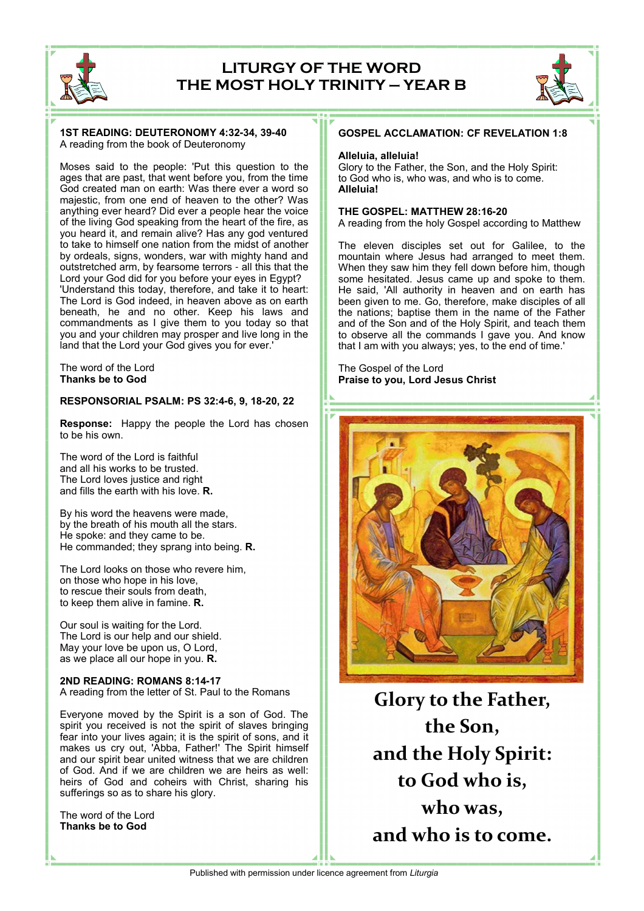# LITURGY OF THE WORD
# THE MOST HOLY TRINITY – YEAR B

**1ST READING: DEUTERONOMY 4:32-34, 39-40**
A reading from the book of Deuteronomy

Moses said to the people: 'Put this question to the ages that are past, that went before you, from the time God created man on earth: Was there ever a word so majestic, from one end of heaven to the other? Was anything ever heard? Did ever a people hear the voice of the living God speaking from the heart of the fire, as you heard it, and remain alive? Has any god ventured to take to himself one nation from the midst of another by ordeals, signs, wonders, war with mighty hand and outstretched arm, by fearsome terrors - all this that the Lord your God did for you before your eyes in Egypt? 'Understand this today, therefore, and take it to heart: The Lord is God indeed, in heaven above as on earth beneath, he and no other. Keep his laws and commandments as I give them to you today so that you and your children may prosper and live long in the land that the Lord your God gives you for ever.'

The word of the Lord
**Thanks be to God**

**RESPONSORIAL PSALM: PS 32:4-6, 9, 18-20, 22**

**Response:** Happy the people the Lord has chosen to be his own.

The word of the Lord is faithful
and all his works to be trusted.
The Lord loves justice and right
and fills the earth with his love. **R.**

By his word the heavens were made,
by the breath of his mouth all the stars.
He spoke: and they came to be.
He commanded; they sprang into being. **R.**

The Lord looks on those who revere him,
on those who hope in his love,
to rescue their souls from death,
to keep them alive in famine. **R.**

Our soul is waiting for the Lord.
The Lord is our help and our shield.
May your love be upon us, O Lord,
as we place all our hope in you. **R.**

**2ND READING: ROMANS 8:14-17**
A reading from the letter of St. Paul to the Romans

Everyone moved by the Spirit is a son of God. The spirit you received is not the spirit of slaves bringing fear into your lives again; it is the spirit of sons, and it makes us cry out, 'Abba, Father!' The Spirit himself and our spirit bear united witness that we are children of God. And if we are children we are heirs as well: heirs of God and coheirs with Christ, sharing his sufferings so as to share his glory.

The word of the Lord
**Thanks be to God**

**GOSPEL ACCLAMATION: CF REVELATION 1:8**

**Alleluia, alleluia!**
Glory to the Father, the Son, and the Holy Spirit:
to God who is, who was, and who is to come.
**Alleluia!**

**THE GOSPEL: MATTHEW 28:16-20**
A reading from the holy Gospel according to Matthew

The eleven disciples set out for Galilee, to the mountain where Jesus had arranged to meet them. When they saw him they fell down before him, though some hesitated. Jesus came up and spoke to them. He said, 'All authority in heaven and on earth has been given to me. Go, therefore, make disciples of all the nations; baptise them in the name of the Father and of the Son and of the Holy Spirit, and teach them to observe all the commands I gave you. And know that I am with you always; yes, to the end of time.'

The Gospel of the Lord
**Praise to you, Lord Jesus Christ**

**Glory to the Father,**
**the Son,**
**and the Holy Spirit:**
**to God who is,**
**who was,**
**and who is to come.**

Published with permission under licence agreement from *Liturgia*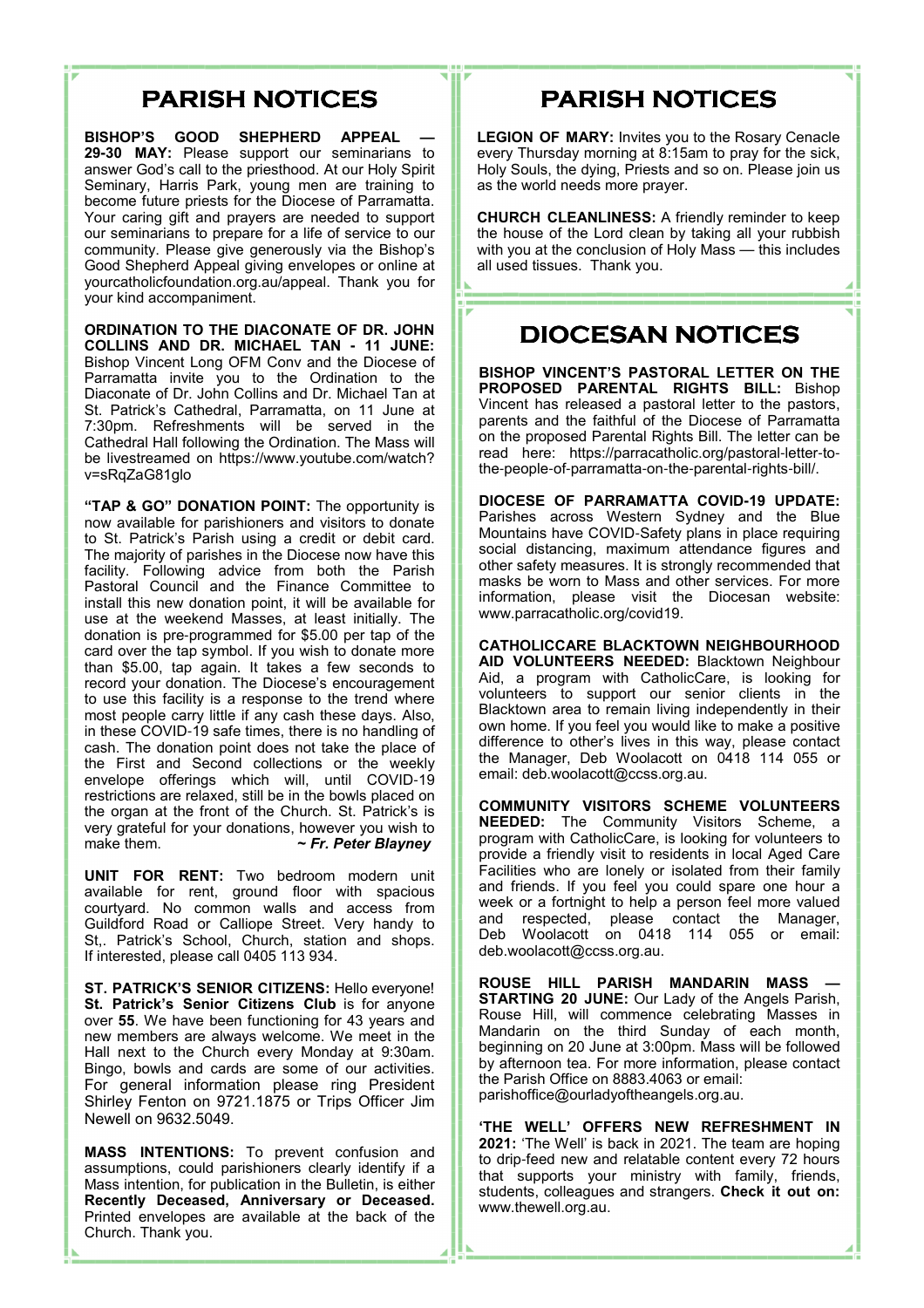# PARISH NOTICES

**BISHOP'S GOOD SHEPHERD APPEAL — 29-30 MAY:** Please support our seminarians to answer God's call to the priesthood. At our Holy Spirit Seminary, Harris Park, young men are training to become future priests for the Diocese of Parramatta. Your caring gift and prayers are needed to support our seminarians to prepare for a life of service to our community. Please give generously via the Bishop's Good Shepherd Appeal giving envelopes or online at yourcatholicfoundation.org.au/appeal. Thank you for your kind accompaniment.

**ORDINATION TO THE DIACONATE OF DR. JOHN COLLINS AND DR. MICHAEL TAN - 11 JUNE:** Bishop Vincent Long OFM Conv and the Diocese of Parramatta invite you to the Ordination to the Diaconate of Dr. John Collins and Dr. Michael Tan at St. Patrick's Cathedral, Parramatta, on 11 June at 7:30pm. Refreshments will be served in the Cathedral Hall following the Ordination. The Mass will be livestreamed on https://www.youtube.com/watch?v=sRqZaG81glo

**"TAP & GO" DONATION POINT:** The opportunity is now available for parishioners and visitors to donate to St. Patrick's Parish using a credit or debit card. The majority of parishes in the Diocese now have this facility. Following advice from both the Parish Pastoral Council and the Finance Committee to install this new donation point, it will be available for use at the weekend Masses, at least initially. The donation is pre-programmed for $5.00 per tap of the card over the tap symbol. If you wish to donate more than $5.00, tap again. It takes a few seconds to record your donation. The Diocese's encouragement to use this facility is a response to the trend where most people carry little if any cash these days. Also, in these COVID-19 safe times, there is no handling of cash. The donation point does not take the place of the First and Second collections or the weekly envelope offerings which will, until COVID-19 restrictions are relaxed, still be in the bowls placed on the organ at the front of the Church. St. Patrick's is very grateful for your donations, however you wish to make them. ***~ Fr. Peter Blayney***

**UNIT FOR RENT:** Two bedroom modern unit available for rent, ground floor with spacious courtyard. No common walls and access from Guildford Road or Calliope Street. Very handy to St,. Patrick's School, Church, station and shops. If interested, please call 0405 113 934.

**ST. PATRICK'S SENIOR CITIZENS:** Hello everyone! **St. Patrick's Senior Citizens Club** is for anyone over **55**. We have been functioning for 43 years and new members are always welcome. We meet in the Hall next to the Church every Monday at 9:30am. Bingo, bowls and cards are some of our activities. For general information please ring President Shirley Fenton on 9721.1875 or Trips Officer Jim Newell on 9632.5049.

**MASS INTENTIONS:** To prevent confusion and assumptions, could parishioners clearly identify if a Mass intention, for publication in the Bulletin, is either **Recently Deceased, Anniversary or Deceased.** Printed envelopes are available at the back of the Church. Thank you.

# PARISH NOTICES

**LEGION OF MARY:** Invites you to the Rosary Cenacle every Thursday morning at 8:15am to pray for the sick, Holy Souls, the dying, Priests and so on. Please join us as the world needs more prayer.

**CHURCH CLEANLINESS:** A friendly reminder to keep the house of the Lord clean by taking all your rubbish with you at the conclusion of Holy Mass — this includes all used tissues. Thank you.

# DIOCESAN NOTICES

**BISHOP VINCENT'S PASTORAL LETTER ON THE PROPOSED PARENTAL RIGHTS BILL:** Bishop Vincent has released a pastoral letter to the pastors, parents and the faithful of the Diocese of Parramatta on the proposed Parental Rights Bill. The letter can be read here: https://parracatholic.org/pastoral-letter-to-the-people-of-parramatta-on-the-parental-rights-bill/.

**DIOCESE OF PARRAMATTA COVID-19 UPDATE:** Parishes across Western Sydney and the Blue Mountains have COVID-Safety plans in place requiring social distancing, maximum attendance figures and other safety measures. It is strongly recommended that masks be worn to Mass and other services. For more information, please visit the Diocesan website: www.parracatholic.org/covid19.

**CATHOLICCARE BLACKTOWN NEIGHBOURHOOD AID VOLUNTEERS NEEDED:** Blacktown Neighbour Aid, a program with CatholicCare, is looking for volunteers to support our senior clients in the Blacktown area to remain living independently in their own home. If you feel you would like to make a positive difference to other's lives in this way, please contact the Manager, Deb Woolacott on 0418 114 055 or email: deb.woolacott@ccss.org.au.

**COMMUNITY VISITORS SCHEME VOLUNTEERS NEEDED:** The Community Visitors Scheme, a program with CatholicCare, is looking for volunteers to provide a friendly visit to residents in local Aged Care Facilities who are lonely or isolated from their family and friends. If you feel you could spare one hour a week or a fortnight to help a person feel more valued and respected, please contact the Manager, Deb Woolacott on 0418 114 055 or email: deb.woolacott@ccss.org.au.

**ROUSE HILL PARISH MANDARIN MASS — STARTING 20 JUNE:** Our Lady of the Angels Parish, Rouse Hill, will commence celebrating Masses in Mandarin on the third Sunday of each month, beginning on 20 June at 3:00pm. Mass will be followed by afternoon tea. For more information, please contact the Parish Office on 8883.4063 or email: parishoffice@ourladyoftheangels.org.au.

**'THE WELL' OFFERS NEW REFRESHMENT IN 2021:** 'The Well' is back in 2021. The team are hoping to drip-feed new and relatable content every 72 hours that supports your ministry with family, friends, students, colleagues and strangers. **Check it out on:** www.thewell.org.au.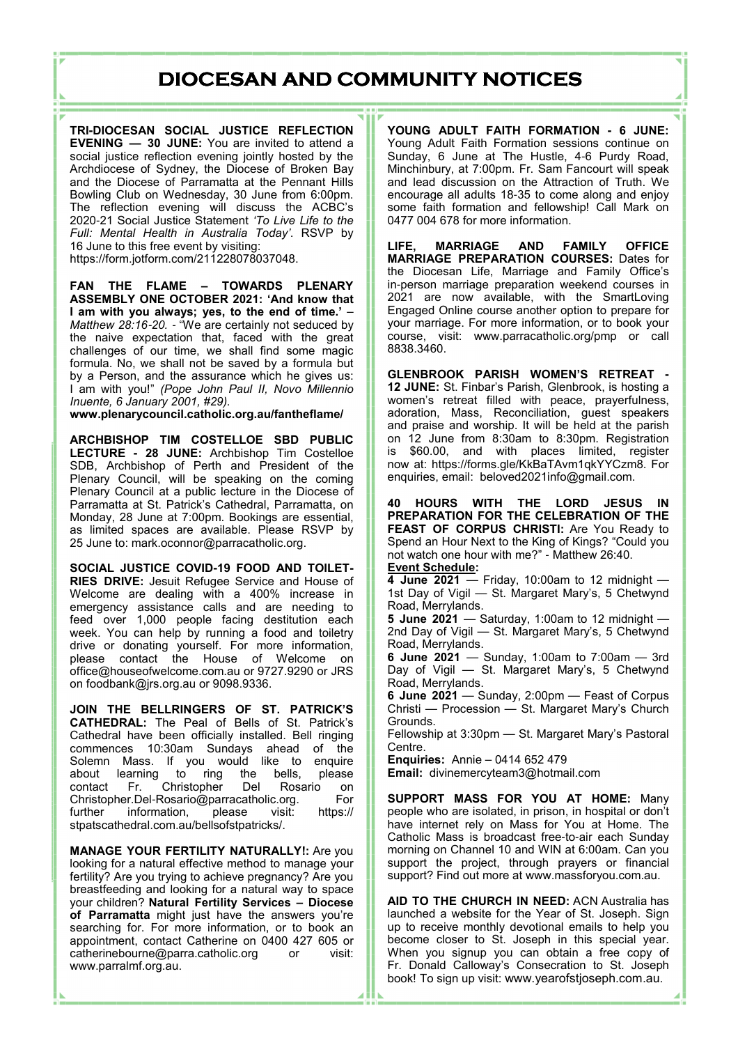# DIOCESAN AND COMMUNITY NOTICES

**TRI-DIOCESAN SOCIAL JUSTICE REFLECTION EVENING — 30 JUNE:** You are invited to attend a social justice reflection evening jointly hosted by the Archdiocese of Sydney, the Diocese of Broken Bay and the Diocese of Parramatta at the Pennant Hills Bowling Club on Wednesday, 30 June from 6:00pm. The reflection evening will discuss the ACBC's 2020-21 Social Justice Statement *'To Live Life to the Full: Mental Health in Australia Today'*. RSVP by 16 June to this free event by visiting: https://form.jotform.com/211228078037048.

**FAN THE FLAME – TOWARDS PLENARY ASSEMBLY ONE OCTOBER 2021: 'And know that I am with you always; yes, to the end of time.'** – *Matthew 28:16-20.* - "We are certainly not seduced by the naive expectation that, faced with the great challenges of our time, we shall find some magic formula. No, we shall not be saved by a formula but by a Person, and the assurance which he gives us: I am with you!" *(Pope John Paul II, Novo Millennio Inuente, 6 January 2001, #29).*
**www.plenarycouncil.catholic.org.au/fantheflame/**

**ARCHBISHOP TIM COSTELLOE SBD PUBLIC LECTURE - 28 JUNE:** Archbishop Tim Costelloe SDB, Archbishop of Perth and President of the Plenary Council, will be speaking on the coming Plenary Council at a public lecture in the Diocese of Parramatta at St. Patrick's Cathedral, Parramatta, on Monday, 28 June at 7:00pm. Bookings are essential, as limited spaces are available. Please RSVP by 25 June to: mark.oconnor@parracatholic.org.

**SOCIAL JUSTICE COVID-19 FOOD AND TOILETRIES DRIVE:** Jesuit Refugee Service and House of Welcome are dealing with a 400% increase in emergency assistance calls and are needing to feed over 1,000 people facing destitution each week. You can help by running a food and toiletry drive or donating yourself. For more information, please contact the House of Welcome on office@houseofwelcome.com.au or 9727.9290 or JRS on foodbank@jrs.org.au or 9098.9336.

**JOIN THE BELLRINGERS OF ST. PATRICK'S CATHEDRAL:** The Peal of Bells of St. Patrick's Cathedral have been officially installed. Bell ringing commences 10:30am Sundays ahead of the Solemn Mass. If you would like to enquire about learning to ring the bells, please contact Fr. Christopher Del Rosario on Christopher.Del-Rosario@parracatholic.org. For further information, please visit: https://stpatscathedral.com.au/bellsofstpatricks/.

**MANAGE YOUR FERTILITY NATURALLY!:** Are you looking for a natural effective method to manage your fertility? Are you trying to achieve pregnancy? Are you breastfeeding and looking for a natural way to space your children? **Natural Fertility Services – Diocese of Parramatta** might just have the answers you're searching for. For more information, or to book an appointment, contact Catherine on 0400 427 605 or catherinebourne@parra.catholic.org or visit: www.parralmf.org.au.

**YOUNG ADULT FAITH FORMATION - 6 JUNE:** Young Adult Faith Formation sessions continue on Sunday, 6 June at The Hustle, 4-6 Purdy Road, Minchinbury, at 7:00pm. Fr. Sam Fancourt will speak and lead discussion on the Attraction of Truth. We encourage all adults 18-35 to come along and enjoy some faith formation and fellowship! Call Mark on 0477 004 678 for more information.

**LIFE, MARRIAGE AND FAMILY OFFICE MARRIAGE PREPARATION COURSES:** Dates for the Diocesan Life, Marriage and Family Office's in-person marriage preparation weekend courses in 2021 are now available, with the SmartLoving Engaged Online course another option to prepare for your marriage. For more information, or to book your course, visit: www.parracatholic.org/pmp or call 8838.3460.

**GLENBROOK PARISH WOMEN'S RETREAT - 12 JUNE:** St. Finbar's Parish, Glenbrook, is hosting a women's retreat filled with peace, prayerfulness, adoration, Mass, Reconciliation, guest speakers and praise and worship. It will be held at the parish on 12 June from 8:30am to 8:30pm. Registration is $60.00, and with places limited, register now at: https://forms.gle/KkBaTAvm1qkYYCzm8. For enquiries, email: beloved2021info@gmail.com.

**40 HOURS WITH THE LORD JESUS IN PREPARATION FOR THE CELEBRATION OF THE FEAST OF CORPUS CHRISTI:** Are You Ready to Spend an Hour Next to the King of Kings? "Could you not watch one hour with me?" - Matthew 26:40.

**Event Schedule:**

**4 June 2021** — Friday, 10:00am to 12 midnight — 1st Day of Vigil — St. Margaret Mary's, 5 Chetwynd Road, Merrylands.

**5 June 2021** — Saturday, 1:00am to 12 midnight — 2nd Day of Vigil — St. Margaret Mary's, 5 Chetwynd Road, Merrylands.

**6 June 2021** — Sunday, 1:00am to 7:00am — 3rd Day of Vigil — St. Margaret Mary's, 5 Chetwynd Road, Merrylands.

**6 June 2021** — Sunday, 2:00pm — Feast of Corpus Christi — Procession — St. Margaret Mary's Church Grounds.

Fellowship at 3:30pm — St. Margaret Mary's Pastoral Centre.

**Enquiries:** Annie – 0414 652 479

**Email:** divinemercyteam3@hotmail.com

**SUPPORT MASS FOR YOU AT HOME:** Many people who are isolated, in prison, in hospital or don't have internet rely on Mass for You at Home. The Catholic Mass is broadcast free-to-air each Sunday morning on Channel 10 and WIN at 6:00am. Can you support the project, through prayers or financial support? Find out more at www.massforyou.com.au.

**AID TO THE CHURCH IN NEED:** ACN Australia has launched a website for the Year of St. Joseph. Sign up to receive monthly devotional emails to help you become closer to St. Joseph in this special year. When you signup you can obtain a free copy of Fr. Donald Calloway's Consecration to St. Joseph book! To sign up visit: www.yearofstjoseph.com.au.